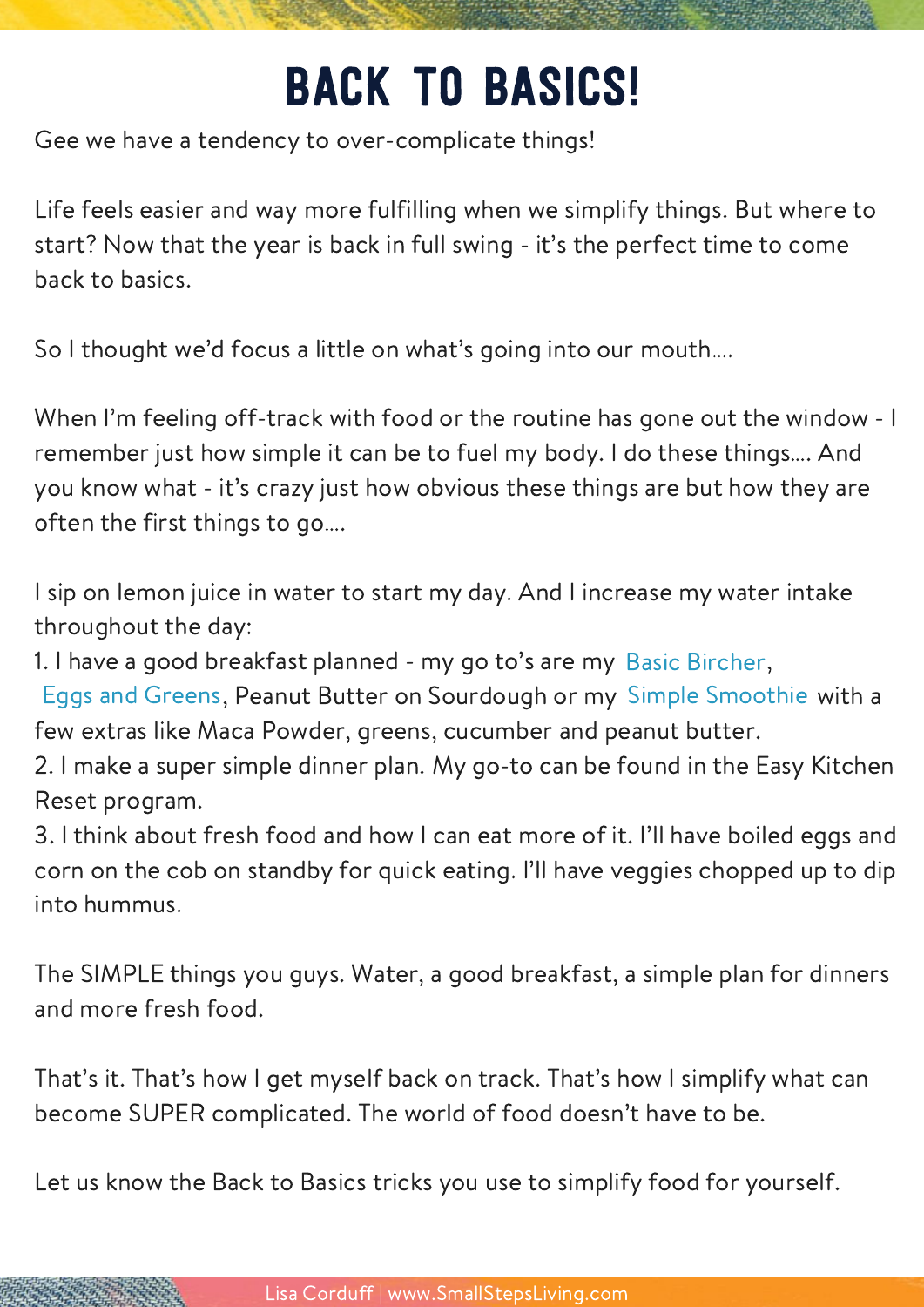# BACK TO BASICS!

Gee we have a tendency to over-complicate things!

Life feels easier and way more fulfilling when we simplify things. But where to start? Now that the year is back in full swing - it's the perfect time to come back to basics.

So I thought we'd focus a little on what's going into our mouth....

When I'm feeling off-track with food or the routine has gone out the window - I remember just how simple it can be to fuel my body. I do these things.... And you know what - it's crazy just how obvious these things are but how they are often the first things to go....

I sip on lemon juice in water to start my day. And I increase my water intake throughout the day:

1. I have a good breakfast planned - my go to's are my Basic Bircher, Eggs and Greens, Peanut Butter on Sourdough or my Simple Smoothie with a few extras like Maca Powder, greens, cucumber and peanut butter.
2. I make a super simple dinner plan. My go-to can be found in the Easy Kitchen Reset program.
3. I think about fresh food and how I can eat more of it. I'll have boiled eggs and corn on the cob on standby for quick eating. I'll have veggies chopped up to dip into hummus.

The SIMPLE things you guys. Water, a good breakfast, a simple plan for dinners and more fresh food.

That's it. That's how I get myself back on track. That's how I simplify what can become SUPER complicated. The world of food doesn't have to be.

Let us know the Back to Basics tricks you use to simplify food for yourself.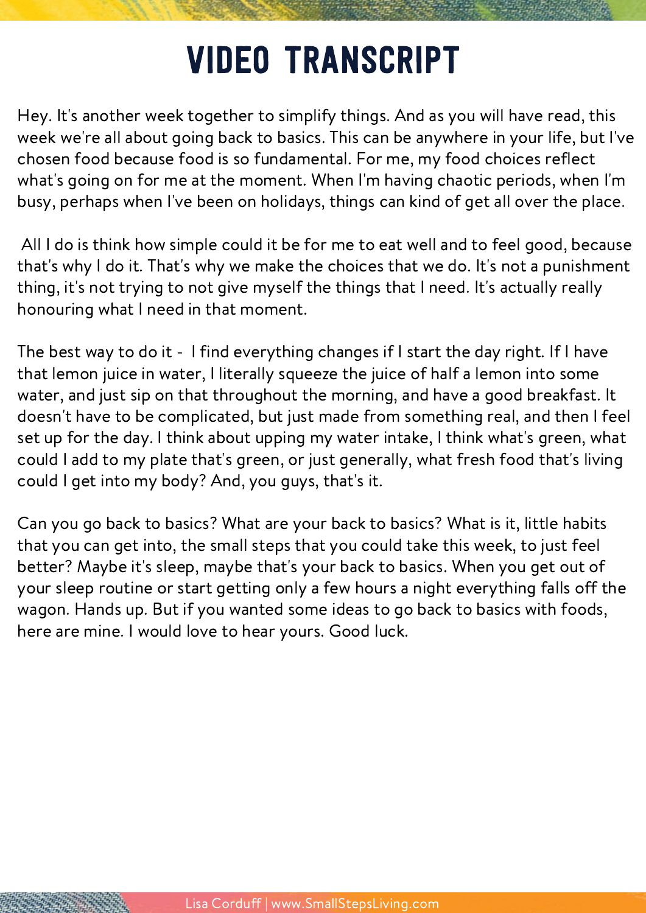# VIDEO TRANSCRIPT

Hey. It's another week together to simplify things. And as you will have read, this week we're all about going back to basics. This can be anywhere in your life, but I've chosen food because food is so fundamental. For me, my food choices reflect what's going on for me at the moment. When I'm having chaotic periods, when I'm busy, perhaps when I've been on holidays, things can kind of get all over the place.

All I do is think how simple could it be for me to eat well and to feel good, because that's why I do it. That's why we make the choices that we do. It's not a punishment thing, it's not trying to not give myself the things that I need. It's actually really honouring what I need in that moment.

The best way to do it - I find everything changes if I start the day right. If I have that lemon juice in water, I literally squeeze the juice of half a lemon into some water, and just sip on that throughout the morning, and have a good breakfast. It doesn't have to be complicated, but just made from something real, and then I feel set up for the day. I think about upping my water intake, I think what's green, what could I add to my plate that's green, or just generally, what fresh food that's living could I get into my body? And, you guys, that's it.

Can you go back to basics? What are your back to basics? What is it, little habits that you can get into, the small steps that you could take this week, to just feel better? Maybe it's sleep, maybe that's your back to basics. When you get out of your sleep routine or start getting only a few hours a night everything falls off the wagon. Hands up. But if you wanted some ideas to go back to basics with foods, here are mine. I would love to hear yours. Good luck.